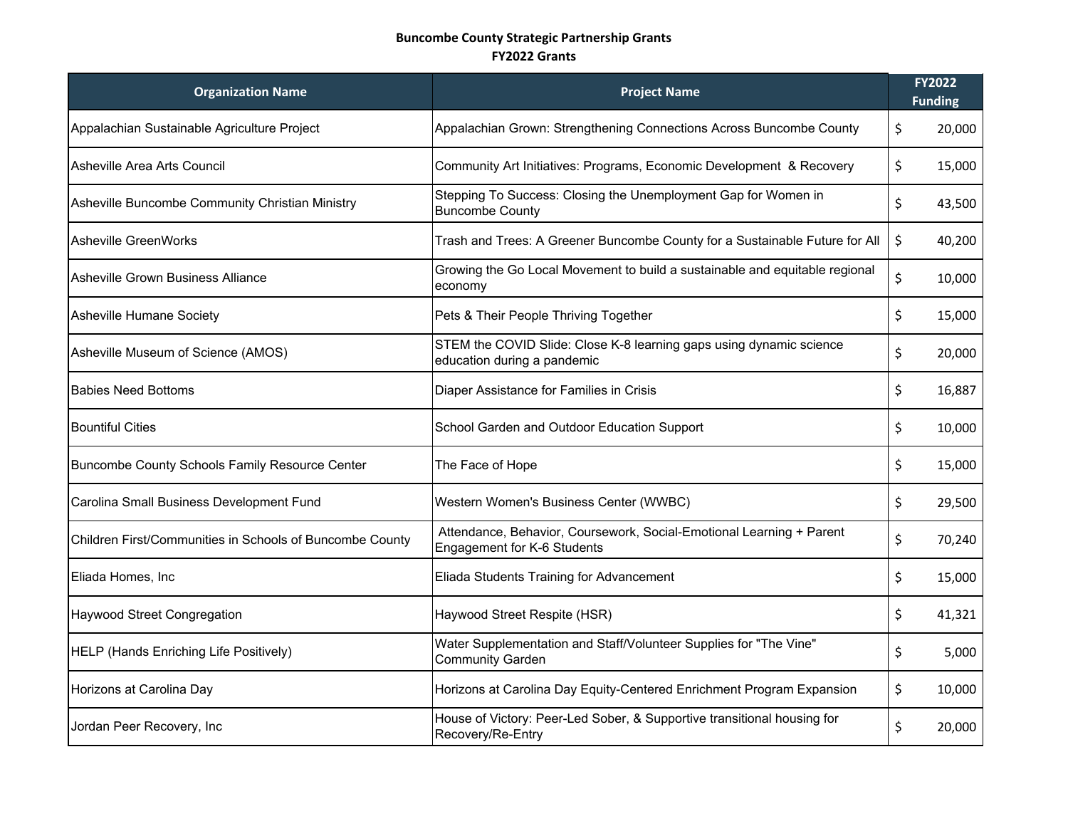**Buncombe County Strategic Partnership Grants**
**FY2022 Grants**

| Organization Name | Project Name | FY2022 Funding |
|---|---|---|
| Appalachian Sustainable Agriculture Project | Appalachian Grown: Strengthening Connections Across Buncombe County | $ 20,000 |
| Asheville Area Arts Council | Community Art Initiatives: Programs, Economic Development & Recovery | $ 15,000 |
| Asheville Buncombe Community Christian Ministry | Stepping To Success: Closing the Unemployment Gap for Women in Buncombe County | $ 43,500 |
| Asheville GreenWorks | Trash and Trees: A Greener Buncombe County for a Sustainable Future for All | $ 40,200 |
| Asheville Grown Business Alliance | Growing the Go Local Movement to build a sustainable and equitable regional economy | $ 10,000 |
| Asheville Humane Society | Pets & Their People Thriving Together | $ 15,000 |
| Asheville Museum of Science (AMOS) | STEM the COVID Slide: Close K-8 learning gaps using dynamic science education during a pandemic | $ 20,000 |
| Babies Need Bottoms | Diaper Assistance for Families in Crisis | $ 16,887 |
| Bountiful Cities | School Garden and Outdoor Education Support | $ 10,000 |
| Buncombe County Schools Family Resource Center | The Face of Hope | $ 15,000 |
| Carolina Small Business Development Fund | Western Women's Business Center (WWBC) | $ 29,500 |
| Children First/Communities in Schools of Buncombe County | Attendance, Behavior, Coursework, Social-Emotional Learning + Parent Engagement for K-6 Students | $ 70,240 |
| Eliada Homes, Inc | Eliada Students Training for Advancement | $ 15,000 |
| Haywood Street Congregation | Haywood Street Respite (HSR) | $ 41,321 |
| HELP (Hands Enriching Life Positively) | Water Supplementation and Staff/Volunteer Supplies for "The Vine" Community Garden | $ 5,000 |
| Horizons at Carolina Day | Horizons at Carolina Day Equity-Centered Enrichment Program Expansion | $ 10,000 |
| Jordan Peer Recovery, Inc | House of Victory: Peer-Led Sober, & Supportive transitional housing for Recovery/Re-Entry | $ 20,000 |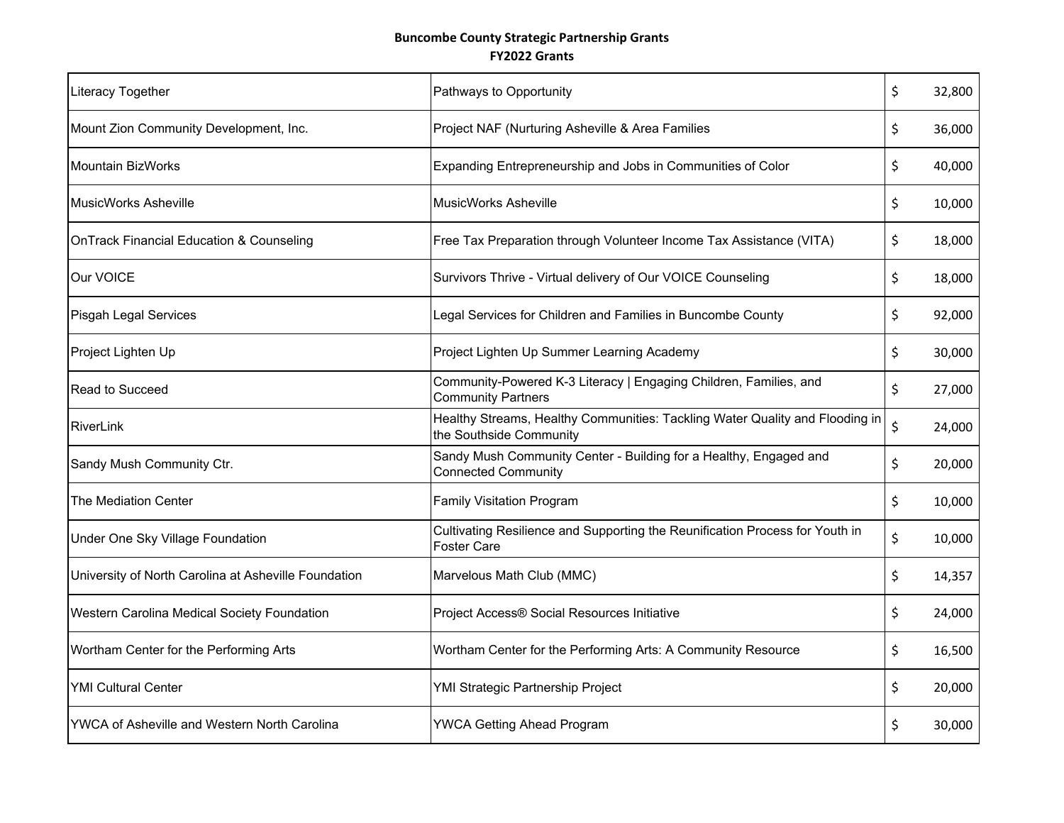**Buncombe County Strategic Partnership Grants**
**FY2022 Grants**

| | | |
|---|---|---|
| Literacy Together | Pathways to Opportunity | $ 32,800 |
| Mount Zion Community Development, Inc. | Project NAF (Nurturing Asheville & Area Families | $ 36,000 |
| Mountain BizWorks | Expanding Entrepreneurship and Jobs in Communities of Color | $ 40,000 |
| MusicWorks Asheville | MusicWorks Asheville | $ 10,000 |
| OnTrack Financial Education & Counseling | Free Tax Preparation through Volunteer Income Tax Assistance (VITA) | $ 18,000 |
| Our VOICE | Survivors Thrive - Virtual delivery of Our VOICE Counseling | $ 18,000 |
| Pisgah Legal Services | Legal Services for Children and Families in Buncombe County | $ 92,000 |
| Project Lighten Up | Project Lighten Up Summer Learning Academy | $ 30,000 |
| Read to Succeed | Community-Powered K-3 Literacy \| Engaging Children, Families, and Community Partners | $ 27,000 |
| RiverLink | Healthy Streams, Healthy Communities: Tackling Water Quality and Flooding in the Southside Community | $ 24,000 |
| Sandy Mush Community Ctr. | Sandy Mush Community Center - Building for a Healthy, Engaged and Connected Community | $ 20,000 |
| The Mediation Center | Family Visitation Program | $ 10,000 |
| Under One Sky Village Foundation | Cultivating Resilience and Supporting the Reunification Process for Youth in Foster Care | $ 10,000 |
| University of North Carolina at Asheville Foundation | Marvelous Math Club (MMC) | $ 14,357 |
| Western Carolina Medical Society Foundation | Project Access® Social Resources Initiative | $ 24,000 |
| Wortham Center for the Performing Arts | Wortham Center for the Performing Arts: A Community Resource | $ 16,500 |
| YMI Cultural Center | YMI Strategic Partnership Project | $ 20,000 |
| YWCA of Asheville and Western North Carolina | YWCA Getting Ahead Program | $ 30,000 |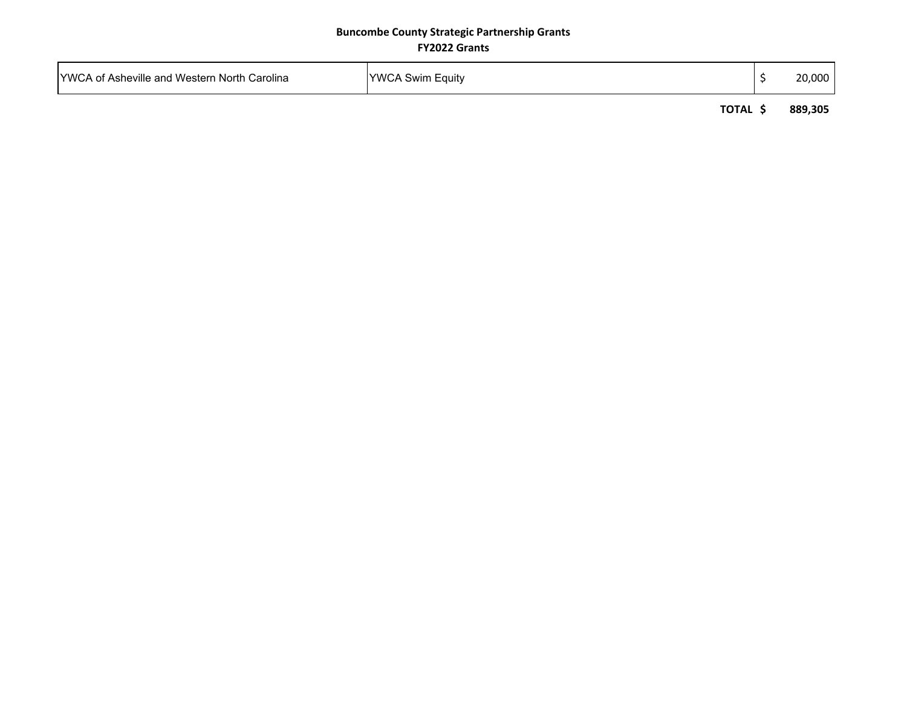**Buncombe County Strategic Partnership Grants**
**FY2022 Grants**

| | | |
|---|---|---|
| YWCA of Asheville and Western North Carolina | YWCA Swim Equity | $ 20,000 |
| | **TOTAL** | **$ 889,305** |